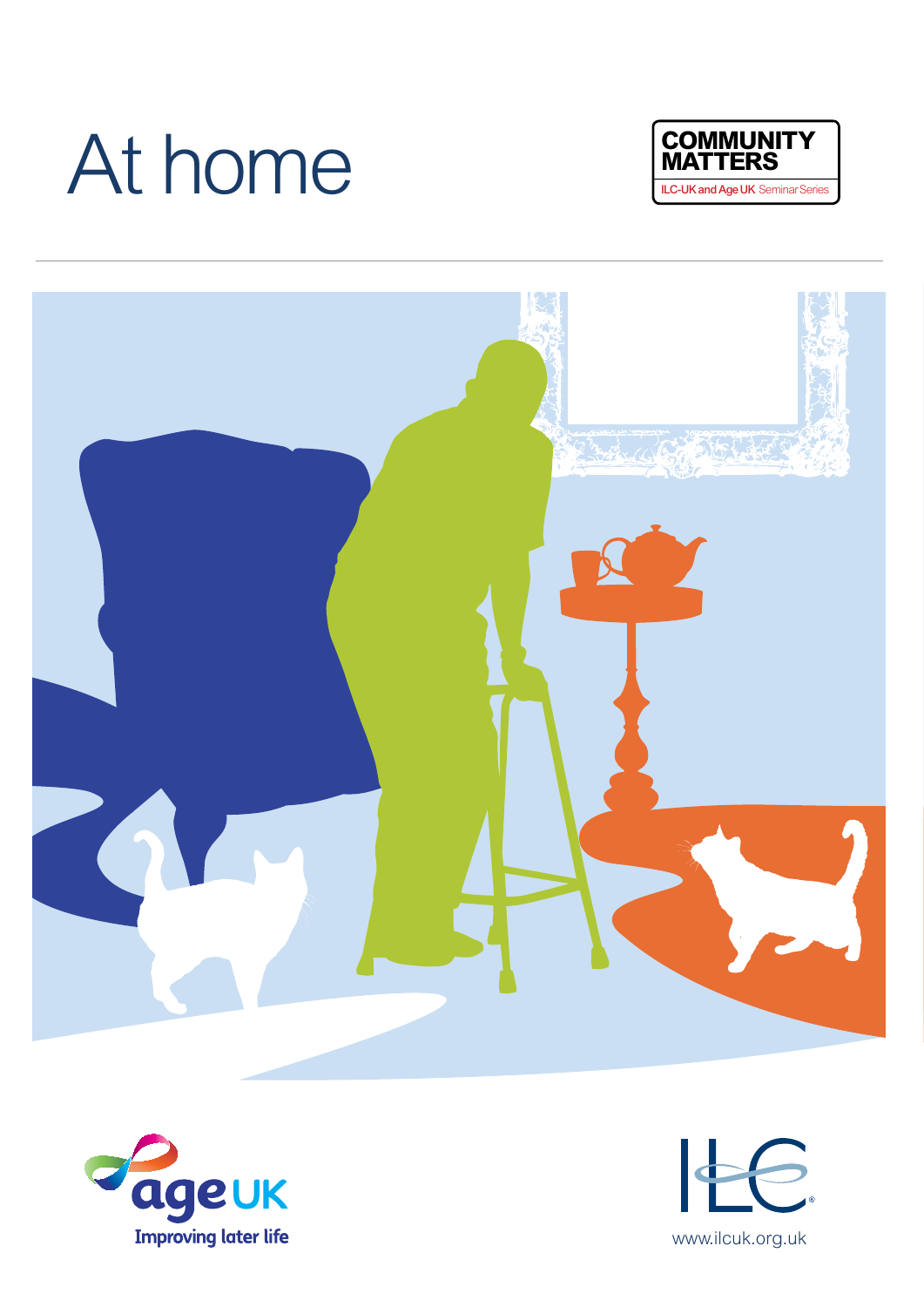# At home

COMMUNITY MATTERS

ILC-UK and Age UK Seminar Series

age UK

Improving later life

ILC

www.ilcuk.org.uk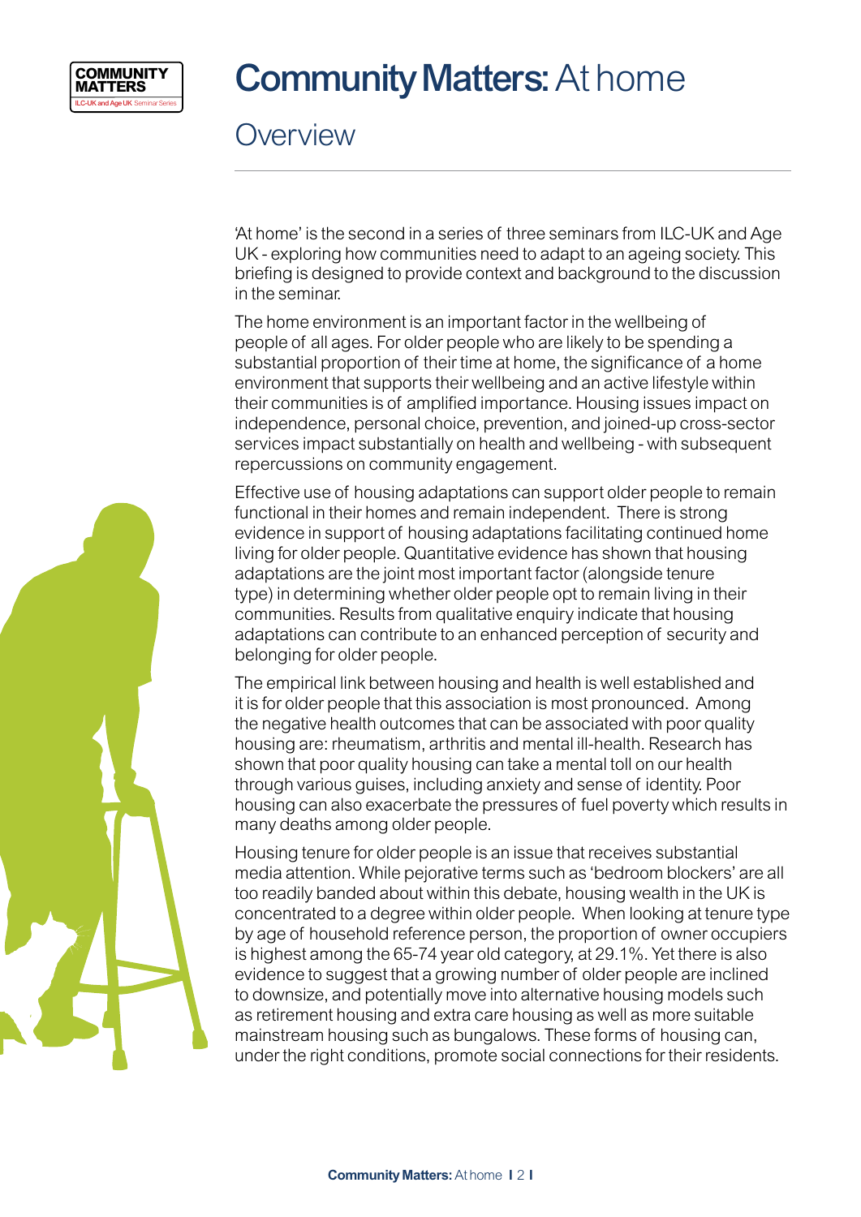# Community Matters: At home

## Overview

'At home' is the second in a series of three seminars from ILC-UK and Age UK - exploring how communities need to adapt to an ageing society. This briefing is designed to provide context and background to the discussion in the seminar.

The home environment is an important factor in the wellbeing of people of all ages. For older people who are likely to be spending a substantial proportion of their time at home, the significance of a home environment that supports their wellbeing and an active lifestyle within their communities is of amplified importance. Housing issues impact on independence, personal choice, prevention, and joined-up cross-sector services impact substantially on health and wellbeing - with subsequent repercussions on community engagement.

Effective use of housing adaptations can support older people to remain functional in their homes and remain independent. There is strong evidence in support of housing adaptations facilitating continued home living for older people. Quantitative evidence has shown that housing adaptations are the joint most important factor (alongside tenure type) in determining whether older people opt to remain living in their communities. Results from qualitative enquiry indicate that housing adaptations can contribute to an enhanced perception of security and belonging for older people.

The empirical link between housing and health is well established and it is for older people that this association is most pronounced. Among the negative health outcomes that can be associated with poor quality housing are: rheumatism, arthritis and mental ill-health. Research has shown that poor quality housing can take a mental toll on our health through various guises, including anxiety and sense of identity. Poor housing can also exacerbate the pressures of fuel poverty which results in many deaths among older people.

Housing tenure for older people is an issue that receives substantial media attention. While pejorative terms such as 'bedroom blockers' are all too readily banded about within this debate, housing wealth in the UK is concentrated to a degree within older people. When looking at tenure type by age of household reference person, the proportion of owner occupiers is highest among the 65-74 year old category, at 29.1%. Yet there is also evidence to suggest that a growing number of older people are inclined to downsize, and potentially move into alternative housing models such as retirement housing and extra care housing as well as more suitable mainstream housing such as bungalows. These forms of housing can, under the right conditions, promote social connections for their residents.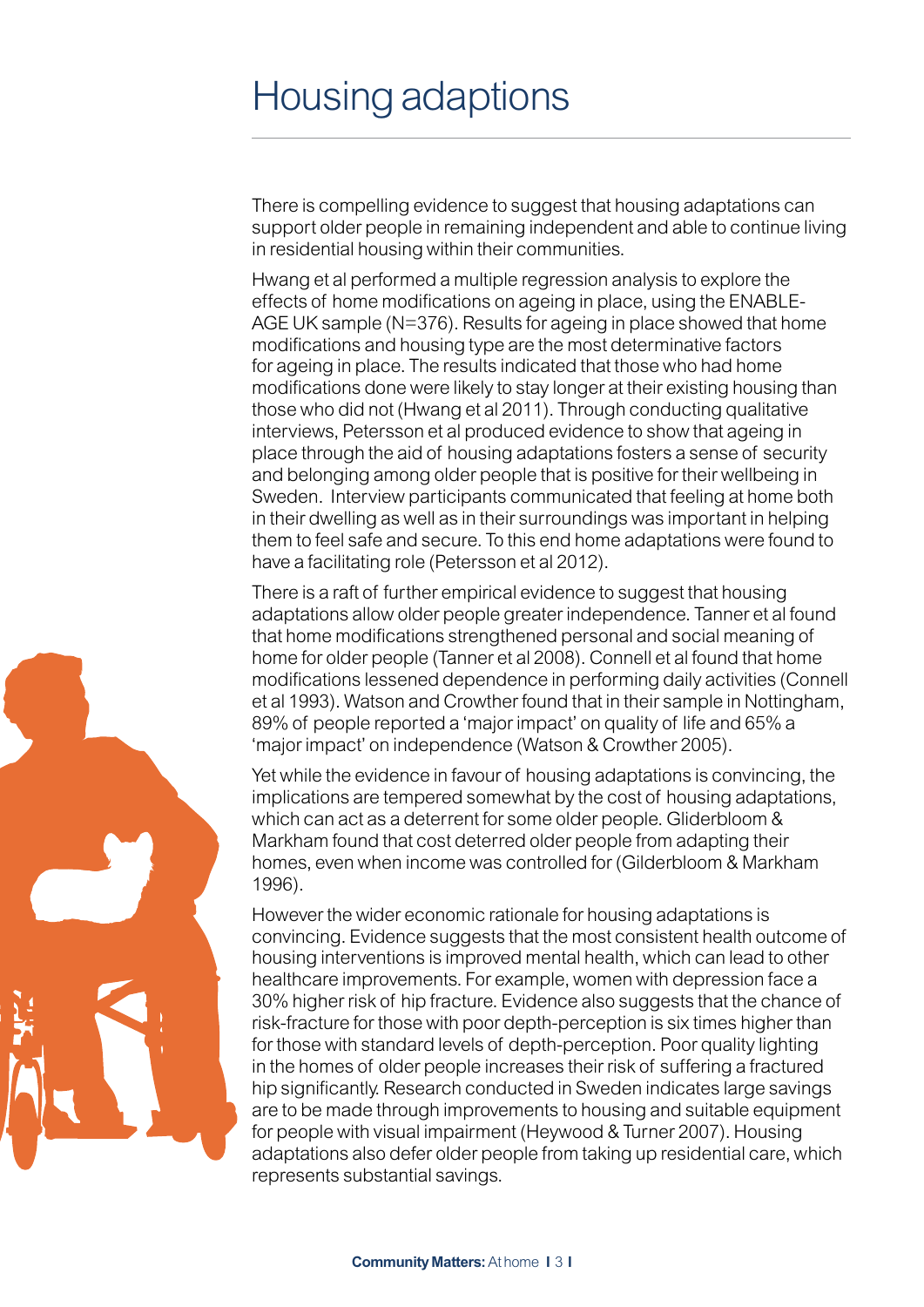# Housing adaptions

There is compelling evidence to suggest that housing adaptations can support older people in remaining independent and able to continue living in residential housing within their communities.

Hwang et al performed a multiple regression analysis to explore the effects of home modifications on ageing in place, using the ENABLE-AGE UK sample (N=376). Results for ageing in place showed that home modifications and housing type are the most determinative factors for ageing in place. The results indicated that those who had home modifications done were likely to stay longer at their existing housing than those who did not (Hwang et al 2011). Through conducting qualitative interviews, Petersson et al produced evidence to show that ageing in place through the aid of housing adaptations fosters a sense of security and belonging among older people that is positive for their wellbeing in Sweden. Interview participants communicated that feeling at home both in their dwelling as well as in their surroundings was important in helping them to feel safe and secure. To this end home adaptations were found to have a facilitating role (Petersson et al 2012).

There is a raft of further empirical evidence to suggest that housing adaptations allow older people greater independence. Tanner et al found that home modifications strengthened personal and social meaning of home for older people (Tanner et al 2008). Connell et al found that home modifications lessened dependence in performing daily activities (Connell et al 1993). Watson and Crowther found that in their sample in Nottingham, 89% of people reported a 'major impact' on quality of life and 65% a 'major impact' on independence (Watson & Crowther 2005).

Yet while the evidence in favour of housing adaptations is convincing, the implications are tempered somewhat by the cost of housing adaptations, which can act as a deterrent for some older people. Gliderbloom & Markham found that cost deterred older people from adapting their homes, even when income was controlled for (Gilderbloom & Markham 1996).

However the wider economic rationale for housing adaptations is convincing. Evidence suggests that the most consistent health outcome of housing interventions is improved mental health, which can lead to other healthcare improvements. For example, women with depression face a 30% higher risk of hip fracture. Evidence also suggests that the chance of risk-fracture for those with poor depth-perception is six times higher than for those with standard levels of depth-perception. Poor quality lighting in the homes of older people increases their risk of suffering a fractured hip significantly. Research conducted in Sweden indicates large savings are to be made through improvements to housing and suitable equipment for people with visual impairment (Heywood & Turner 2007). Housing adaptations also defer older people from taking up residential care, which represents substantial savings.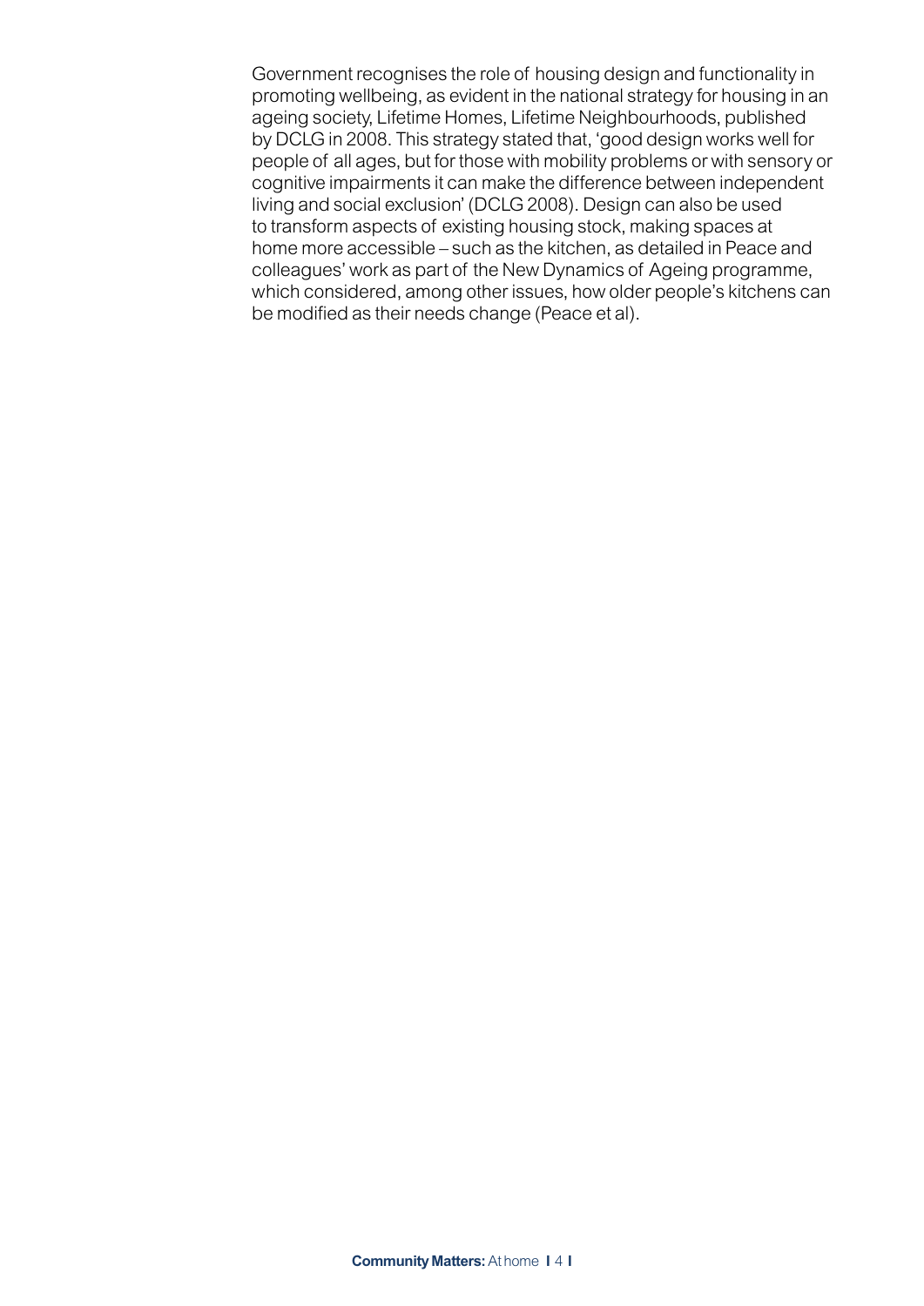Government recognises the role of housing design and functionality in promoting wellbeing, as evident in the national strategy for housing in an ageing society, Lifetime Homes, Lifetime Neighbourhoods, published by DCLG in 2008. This strategy stated that, 'good design works well for people of all ages, but for those with mobility problems or with sensory or cognitive impairments it can make the difference between independent living and social exclusion' (DCLG 2008). Design can also be used to transform aspects of existing housing stock, making spaces at home more accessible – such as the kitchen, as detailed in Peace and colleagues' work as part of the New Dynamics of Ageing programme, which considered, among other issues, how older people's kitchens can be modified as their needs change (Peace et al).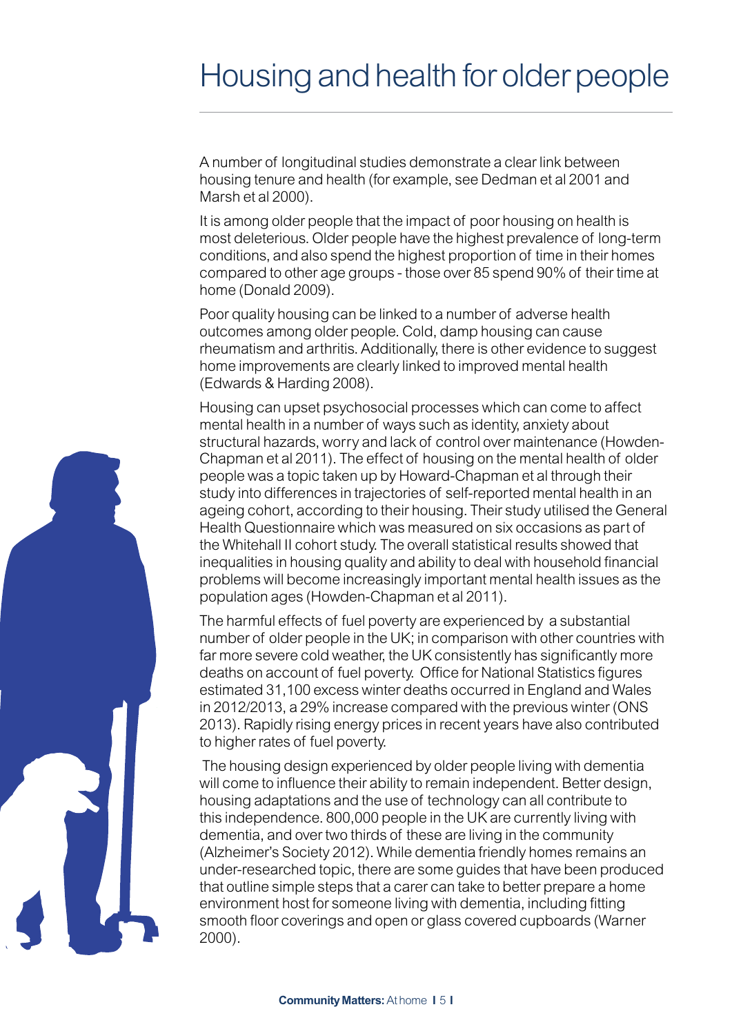# Housing and health for older people

A number of longitudinal studies demonstrate a clear link between housing tenure and health (for example, see Dedman et al 2001 and Marsh et al 2000).

It is among older people that the impact of poor housing on health is most deleterious. Older people have the highest prevalence of long-term conditions, and also spend the highest proportion of time in their homes compared to other age groups - those over 85 spend 90% of their time at home (Donald 2009).

Poor quality housing can be linked to a number of adverse health outcomes among older people. Cold, damp housing can cause rheumatism and arthritis. Additionally, there is other evidence to suggest home improvements are clearly linked to improved mental health (Edwards & Harding 2008).

Housing can upset psychosocial processes which can come to affect mental health in a number of ways such as identity, anxiety about structural hazards, worry and lack of control over maintenance (Howden-Chapman et al 2011). The effect of housing on the mental health of older people was a topic taken up by Howard-Chapman et al through their study into differences in trajectories of self-reported mental health in an ageing cohort, according to their housing. Their study utilised the General Health Questionnaire which was measured on six occasions as part of the Whitehall II cohort study. The overall statistical results showed that inequalities in housing quality and ability to deal with household financial problems will become increasingly important mental health issues as the population ages (Howden-Chapman et al 2011).

The harmful effects of fuel poverty are experienced by a substantial number of older people in the UK; in comparison with other countries with far more severe cold weather, the UK consistently has significantly more deaths on account of fuel poverty. Office for National Statistics figures estimated 31,100 excess winter deaths occurred in England and Wales in 2012/2013, a 29% increase compared with the previous winter (ONS 2013). Rapidly rising energy prices in recent years have also contributed to higher rates of fuel poverty.

The housing design experienced by older people living with dementia will come to influence their ability to remain independent. Better design, housing adaptations and the use of technology can all contribute to this independence. 800,000 people in the UK are currently living with dementia, and over two thirds of these are living in the community (Alzheimer's Society 2012). While dementia friendly homes remains an under-researched topic, there are some guides that have been produced that outline simple steps that a carer can take to better prepare a home environment host for someone living with dementia, including fitting smooth floor coverings and open or glass covered cupboards (Warner 2000).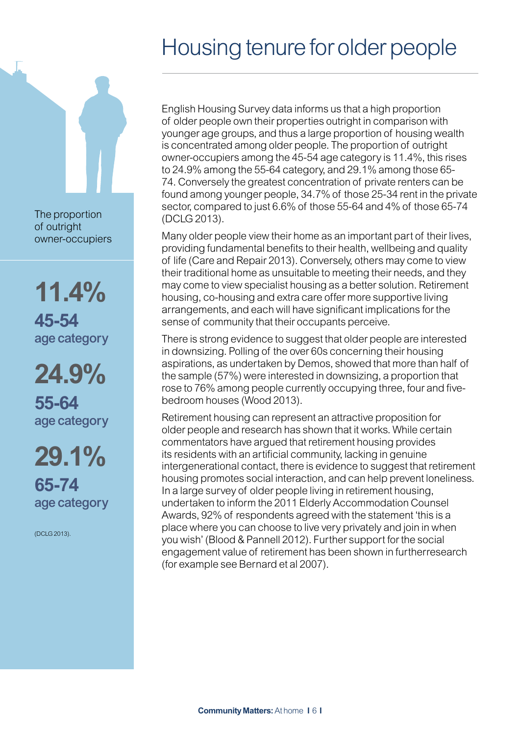# Housing tenure for older people

The proportion of outright owner-occupiers

**11.4%**
**45-54**
age category

**24.9%**
**55-64**
age category

**29.1%**
**65-74**
age category

(DCLG 2013).

English Housing Survey data informs us that a high proportion of older people own their properties outright in comparison with younger age groups, and thus a large proportion of housing wealth is concentrated among older people. The proportion of outright owner-occupiers among the 45-54 age category is 11.4%, this rises to 24.9% among the 55-64 category, and 29.1% among those 65-74. Conversely the greatest concentration of private renters can be found among younger people, 34.7% of those 25-34 rent in the private sector, compared to just 6.6% of those 55-64 and 4% of those 65-74 (DCLG 2013).

Many older people view their home as an important part of their lives, providing fundamental benefits to their health, wellbeing and quality of life (Care and Repair 2013). Conversely, others may come to view their traditional home as unsuitable to meeting their needs, and they may come to view specialist housing as a better solution. Retirement housing, co-housing and extra care offer more supportive living arrangements, and each will have significant implications for the sense of community that their occupants perceive.

There is strong evidence to suggest that older people are interested in downsizing. Polling of the over 60s concerning their housing aspirations, as undertaken by Demos, showed that more than half of the sample (57%) were interested in downsizing, a proportion that rose to 76% among people currently occupying three, four and five-bedroom houses (Wood 2013).

Retirement housing can represent an attractive proposition for older people and research has shown that it works. While certain commentators have argued that retirement housing provides its residents with an artificial community, lacking in genuine intergenerational contact, there is evidence to suggest that retirement housing promotes social interaction, and can help prevent loneliness. In a large survey of older people living in retirement housing, undertaken to inform the 2011 Elderly Accommodation Counsel Awards, 92% of respondents agreed with the statement 'this is a place where you can choose to live very privately and join in when you wish' (Blood & Pannell 2012). Further support for the social engagement value of retirement has been shown in furtherresearch (for example see Bernard et al 2007).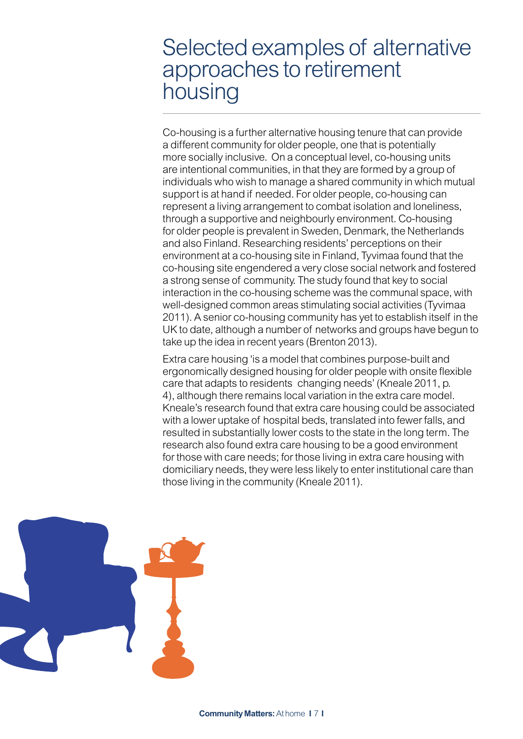# Selected examples of alternative approaches to retirement housing

Co-housing is a further alternative housing tenure that can provide a different community for older people, one that is potentially more socially inclusive. On a conceptual level, co-housing units are intentional communities, in that they are formed by a group of individuals who wish to manage a shared community in which mutual support is at hand if needed. For older people, co-housing can represent a living arrangement to combat isolation and loneliness, through a supportive and neighbourly environment. Co-housing for older people is prevalent in Sweden, Denmark, the Netherlands and also Finland. Researching residents' perceptions on their environment at a co-housing site in Finland, Tyvimaa found that the co-housing site engendered a very close social network and fostered a strong sense of community. The study found that key to social interaction in the co-housing scheme was the communal space, with well-designed common areas stimulating social activities (Tyvimaa 2011). A senior co-housing community has yet to establish itself in the UK to date, although a number of networks and groups have begun to take up the idea in recent years (Brenton 2013).

Extra care housing 'is a model that combines purpose-built and ergonomically designed housing for older people with onsite flexible care that adapts to residents changing needs' (Kneale 2011, p. 4), although there remains local variation in the extra care model. Kneale's research found that extra care housing could be associated with a lower uptake of hospital beds, translated into fewer falls, and resulted in substantially lower costs to the state in the long term. The research also found extra care housing to be a good environment for those with care needs; for those living in extra care housing with domiciliary needs, they were less likely to enter institutional care than those living in the community (Kneale 2011).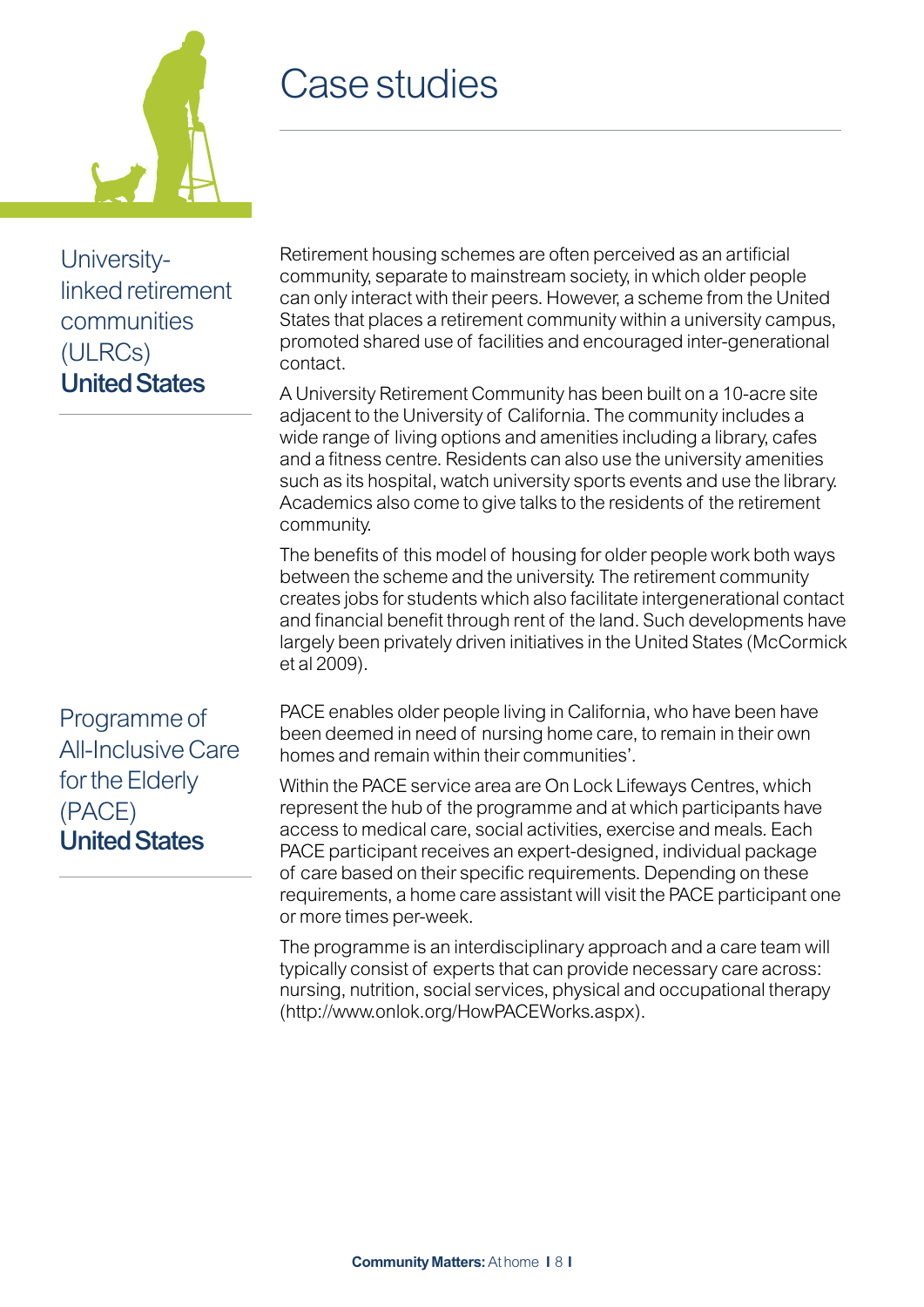# Case studies

## University-linked retirement communities (ULRCs) **United States**

Retirement housing schemes are often perceived as an artificial community, separate to mainstream society, in which older people can only interact with their peers. However, a scheme from the United States that places a retirement community within a university campus, promoted shared use of facilities and encouraged inter-generational contact.

A University Retirement Community has been built on a 10-acre site adjacent to the University of California. The community includes a wide range of living options and amenities including a library, cafes and a fitness centre. Residents can also use the university amenities such as its hospital, watch university sports events and use the library. Academics also come to give talks to the residents of the retirement community.

The benefits of this model of housing for older people work both ways between the scheme and the university. The retirement community creates jobs for students which also facilitate intergenerational contact and financial benefit through rent of the land. Such developments have largely been privately driven initiatives in the United States (McCormick et al 2009).

## Programme of All-Inclusive Care for the Elderly (PACE) **United States**

PACE enables older people living in California, who have been have been deemed in need of nursing home care, to remain in their own homes and remain within their communities'.

Within the PACE service area are On Lock Lifeways Centres, which represent the hub of the programme and at which participants have access to medical care, social activities, exercise and meals. Each PACE participant receives an expert-designed, individual package of care based on their specific requirements. Depending on these requirements, a home care assistant will visit the PACE participant one or more times per-week.

The programme is an interdisciplinary approach and a care team will typically consist of experts that can provide necessary care across: nursing, nutrition, social services, physical and occupational therapy (http://www.onlok.org/HowPACEWorks.aspx).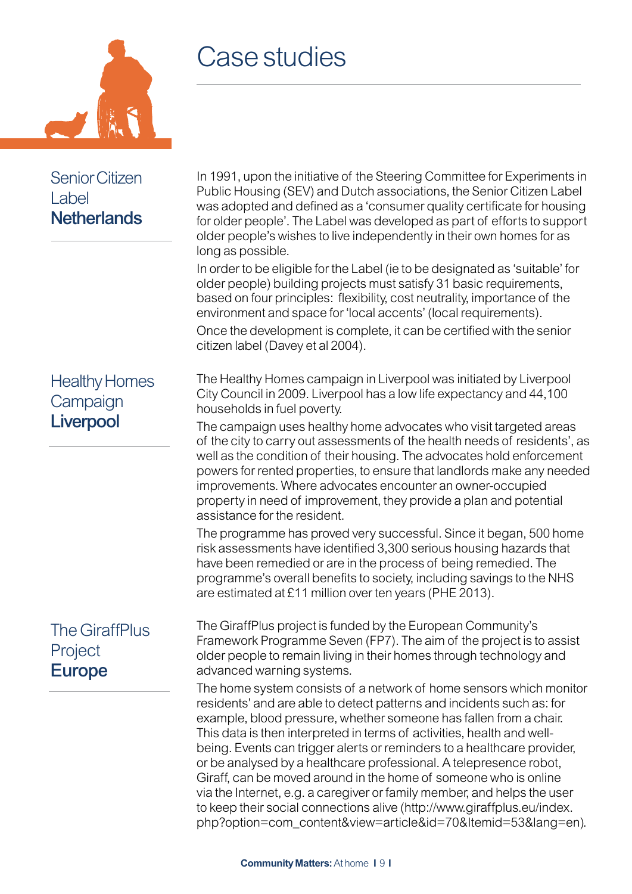# Case studies

## Senior Citizen Label **Netherlands**

In 1991, upon the initiative of the Steering Committee for Experiments in Public Housing (SEV) and Dutch associations, the Senior Citizen Label was adopted and defined as a 'consumer quality certificate for housing for older people'. The Label was developed as part of efforts to support older people's wishes to live independently in their own homes for as long as possible.

In order to be eligible for the Label (ie to be designated as 'suitable' for older people) building projects must satisfy 31 basic requirements, based on four principles: flexibility, cost neutrality, importance of the environment and space for 'local accents' (local requirements).

Once the development is complete, it can be certified with the senior citizen label (Davey et al 2004).

## Healthy Homes Campaign **Liverpool**

The Healthy Homes campaign in Liverpool was initiated by Liverpool City Council in 2009. Liverpool has a low life expectancy and 44,100 households in fuel poverty.

The campaign uses healthy home advocates who visit targeted areas of the city to carry out assessments of the health needs of residents', as well as the condition of their housing. The advocates hold enforcement powers for rented properties, to ensure that landlords make any needed improvements. Where advocates encounter an owner-occupied property in need of improvement, they provide a plan and potential assistance for the resident.

The programme has proved very successful. Since it began, 500 home risk assessments have identified 3,300 serious housing hazards that have been remedied or are in the process of being remedied. The programme's overall benefits to society, including savings to the NHS are estimated at £11 million over ten years (PHE 2013).

## The GiraffPlus Project **Europe**

The GiraffPlus project is funded by the European Community's Framework Programme Seven (FP7). The aim of the project is to assist older people to remain living in their homes through technology and advanced warning systems.

The home system consists of a network of home sensors which monitor residents' and are able to detect patterns and incidents such as: for example, blood pressure, whether someone has fallen from a chair. This data is then interpreted in terms of activities, health and well-being. Events can trigger alerts or reminders to a healthcare provider, or be analysed by a healthcare professional. A telepresence robot, Giraff, can be moved around in the home of someone who is online via the Internet, e.g. a caregiver or family member, and helps the user to keep their social connections alive (http://www.giraffplus.eu/index.php?option=com_content&view=article&id=70&Itemid=53&lang=en).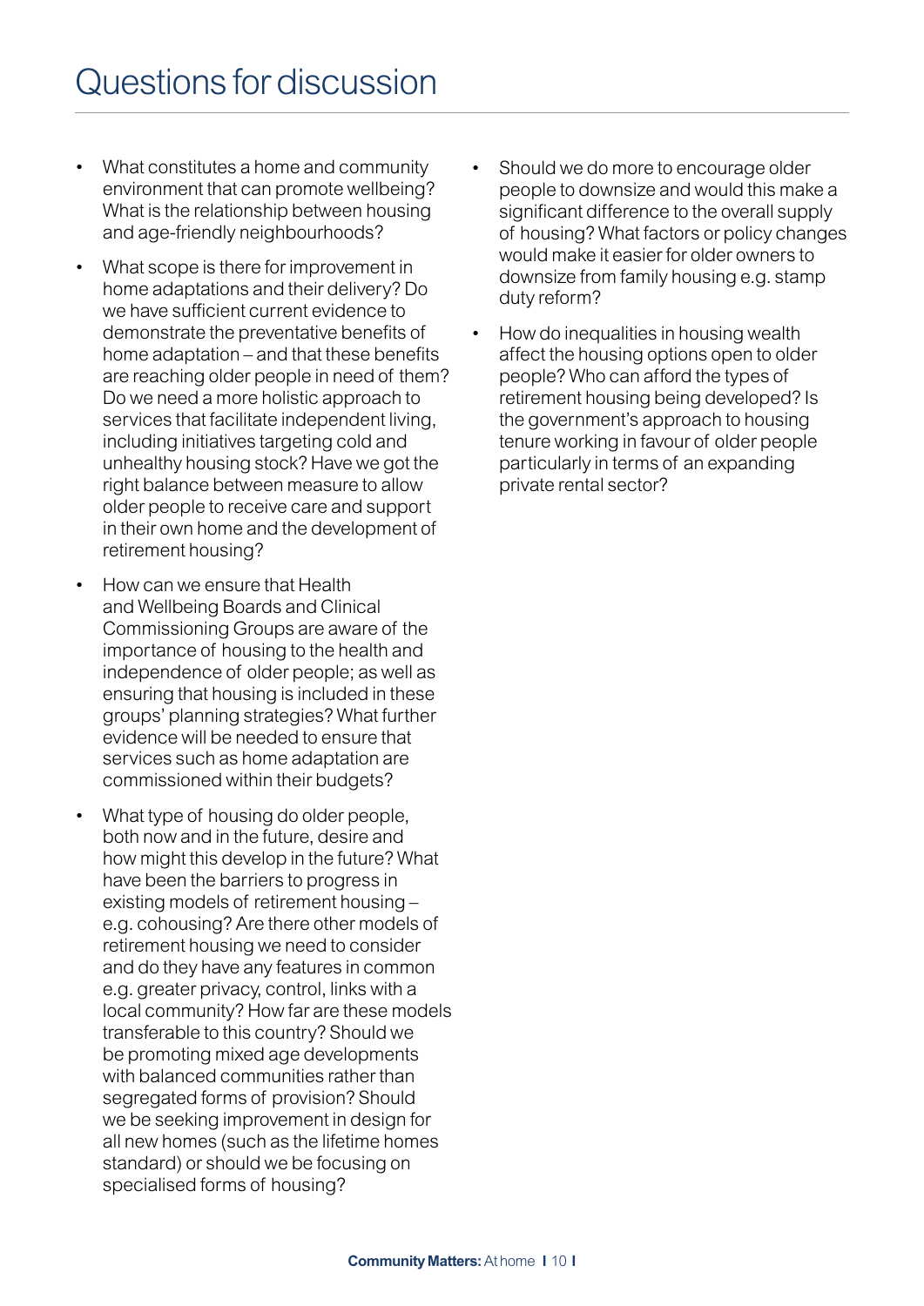# Questions for discussion

- What constitutes a home and community environment that can promote wellbeing? What is the relationship between housing and age-friendly neighbourhoods?
- What scope is there for improvement in home adaptations and their delivery? Do we have sufficient current evidence to demonstrate the preventative benefits of home adaptation – and that these benefits are reaching older people in need of them? Do we need a more holistic approach to services that facilitate independent living, including initiatives targeting cold and unhealthy housing stock? Have we got the right balance between measure to allow older people to receive care and support in their own home and the development of retirement housing?
- How can we ensure that Health and Wellbeing Boards and Clinical Commissioning Groups are aware of the importance of housing to the health and independence of older people; as well as ensuring that housing is included in these groups' planning strategies? What further evidence will be needed to ensure that services such as home adaptation are commissioned within their budgets?
- What type of housing do older people, both now and in the future, desire and how might this develop in the future? What have been the barriers to progress in existing models of retirement housing – e.g. cohousing? Are there other models of retirement housing we need to consider and do they have any features in common e.g. greater privacy, control, links with a local community? How far are these models transferable to this country? Should we be promoting mixed age developments with balanced communities rather than segregated forms of provision? Should we be seeking improvement in design for all new homes (such as the lifetime homes standard) or should we be focusing on specialised forms of housing?
- Should we do more to encourage older people to downsize and would this make a significant difference to the overall supply of housing? What factors or policy changes would make it easier for older owners to downsize from family housing e.g. stamp duty reform?
- How do inequalities in housing wealth affect the housing options open to older people? Who can afford the types of retirement housing being developed? Is the government's approach to housing tenure working in favour of older people particularly in terms of an expanding private rental sector?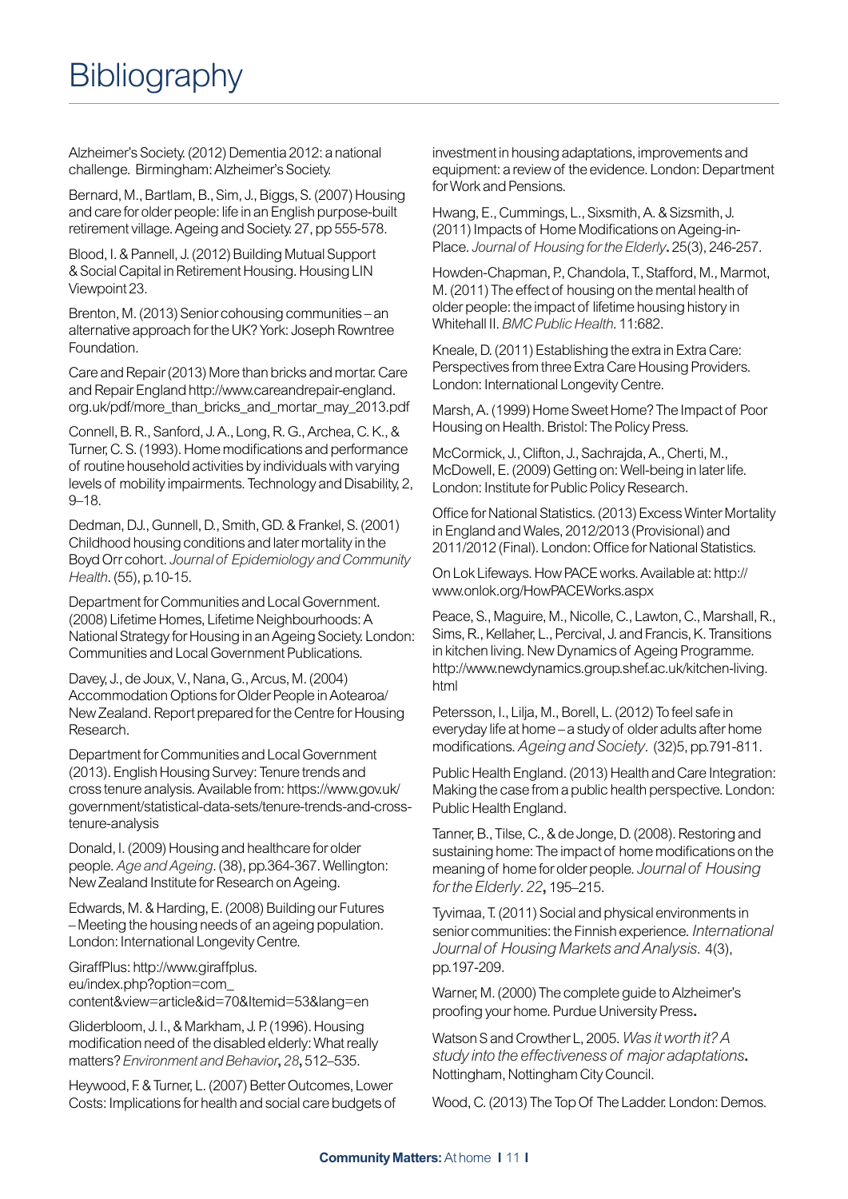# Bibliography

Alzheimer's Society. (2012) Dementia 2012: a national challenge. Birmingham: Alzheimer's Society.

Bernard, M., Bartlam, B., Sim, J., Biggs, S. (2007) Housing and care for older people: life in an English purpose-built retirement village. Ageing and Society. 27, pp 555-578.

Blood, I. & Pannell, J. (2012) Building Mutual Support & Social Capital in Retirement Housing. Housing LIN Viewpoint 23.

Brenton, M. (2013) Senior cohousing communities – an alternative approach for the UK? York: Joseph Rowntree Foundation.

Care and Repair (2013) More than bricks and mortar. Care and Repair England http://www.careandrepair-england.org.uk/pdf/more_than_bricks_and_mortar_may_2013.pdf

Connell, B. R., Sanford, J. A., Long, R. G., Archea, C. K., & Turner, C. S. (1993). Home modifications and performance of routine household activities by individuals with varying levels of mobility impairments. Technology and Disability, 2, 9–18.

Dedman, DJ., Gunnell, D., Smith, GD. & Frankel, S. (2001) Childhood housing conditions and later mortality in the Boyd Orr cohort. *Journal of Epidemiology and Community Health*. (55), p.10-15.

Department for Communities and Local Government. (2008) Lifetime Homes, Lifetime Neighbourhoods: A National Strategy for Housing in an Ageing Society. London: Communities and Local Government Publications.

Davey, J., de Joux, V., Nana, G., Arcus, M. (2004) Accommodation Options for Older People in Aotearoa/New Zealand. Report prepared for the Centre for Housing Research.

Department for Communities and Local Government (2013). English Housing Survey: Tenure trends and cross tenure analysis. Available from: https://www.gov.uk/government/statistical-data-sets/tenure-trends-and-cross-tenure-analysis

Donald, I. (2009) Housing and healthcare for older people. *Age and Ageing*. (38), pp.364-367. Wellington: New Zealand Institute for Research on Ageing.

Edwards, M. & Harding, E. (2008) Building our Futures – Meeting the housing needs of an ageing population. London: International Longevity Centre.

GiraffPlus: http://www.giraffplus.eu/index.php?option=com_content&view=article&id=70&Itemid=53&lang=en

Gliderbloom, J. I., & Markham, J. P. (1996). Housing modification need of the disabled elderly: What really matters? *Environment and Behavior*, *28*, 512–535.

Heywood, F. & Turner, L. (2007) Better Outcomes, Lower Costs: Implications for health and social care budgets of investment in housing adaptations, improvements and equipment: a review of the evidence. London: Department for Work and Pensions.

Hwang, E., Cummings, L., Sixsmith, A. & Sizsmith, J. (2011) Impacts of Home Modifications on Ageing-in-Place. *Journal of Housing for the Elderly*. 25(3), 246-257.

Howden-Chapman, P., Chandola, T., Stafford, M., Marmot, M. (2011) The effect of housing on the mental health of older people: the impact of lifetime housing history in Whitehall II. *BMC Public Health*. 11:682.

Kneale, D. (2011) Establishing the extra in Extra Care: Perspectives from three Extra Care Housing Providers. London: International Longevity Centre.

Marsh, A. (1999) Home Sweet Home? The Impact of Poor Housing on Health. Bristol: The Policy Press.

McCormick, J., Clifton, J., Sachrajda, A., Cherti, M., McDowell, E. (2009) Getting on: Well-being in later life. London: Institute for Public Policy Research.

Office for National Statistics. (2013) Excess Winter Mortality in England and Wales, 2012/2013 (Provisional) and 2011/2012 (Final). London: Office for National Statistics.

On Lok Lifeways. How PACE works. Available at: http://www.onlok.org/HowPACEWorks.aspx

Peace, S., Maguire, M., Nicolle, C., Lawton, C., Marshall, R., Sims, R., Kellaher, L., Percival, J. and Francis, K. Transitions in kitchen living. New Dynamics of Ageing Programme. http://www.newdynamics.group.shef.ac.uk/kitchen-living.html

Petersson, I., Lilja, M., Borell, L. (2012) To feel safe in everyday life at home – a study of older adults after home modifications. *Ageing and Society*. (32)5, pp.791-811.

Public Health England. (2013) Health and Care Integration: Making the case from a public health perspective. London: Public Health England.

Tanner, B., Tilse, C., & de Jonge, D. (2008). Restoring and sustaining home: The impact of home modifications on the meaning of home for older people. *Journal of Housing for the Elderly*. *22*, 195–215.

Tyvimaa, T. (2011) Social and physical environments in senior communities: the Finnish experience. *International Journal of Housing Markets and Analysis*. 4(3), pp.197-209.

Warner, M. (2000) The complete guide to Alzheimer's proofing your home. Purdue University Press.

Watson S and Crowther L, 2005. *Was it worth it? A study into the effectiveness of major adaptations*. Nottingham, Nottingham City Council.

Wood, C. (2013) The Top Of The Ladder. London: Demos.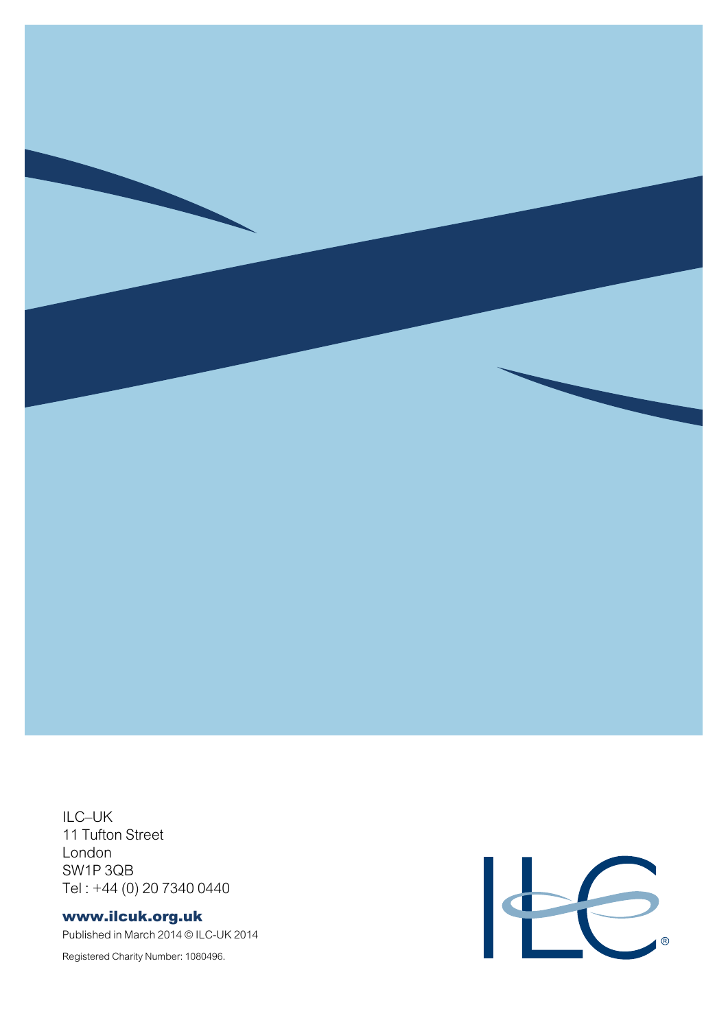ILC–UK
11 Tufton Street
London
SW1P 3QB
Tel : +44 (0) 20 7340 0440

**www.ilcuk.org.uk**

Published in March 2014 © ILC-UK 2014

Registered Charity Number: 1080496.